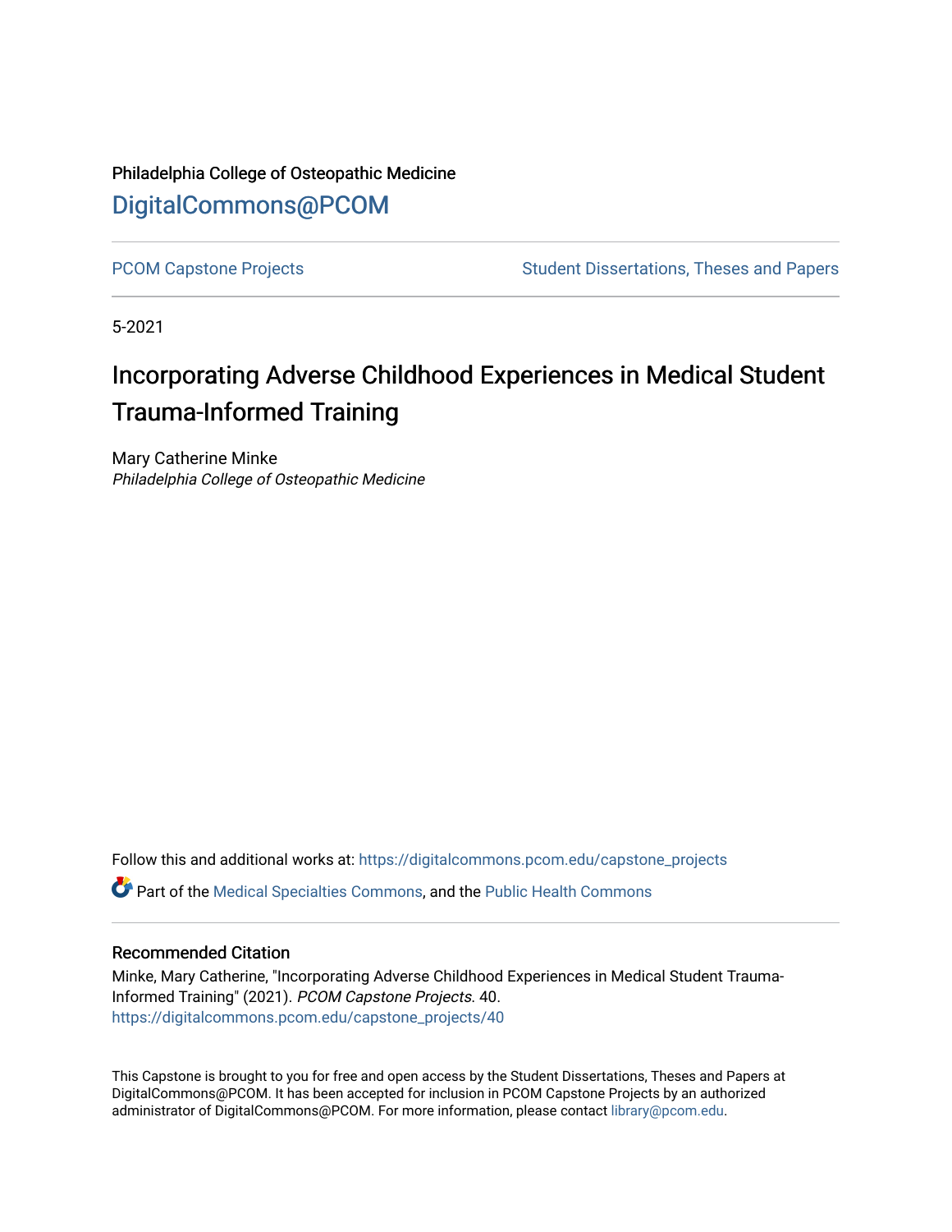Philadelphia College of Osteopathic Medicine

DigitalCommons@PCOM

PCOM Capstone Projects | Student Dissertations, Theses and Papers

5-2021

# Incorporating Adverse Childhood Experiences in Medical Student Trauma-Informed Training

Mary Catherine Minke
*Philadelphia College of Osteopathic Medicine*

Follow this and additional works at: https://digitalcommons.pcom.edu/capstone_projects

Part of the Medical Specialties Commons, and the Public Health Commons

## Recommended Citation

Minke, Mary Catherine, "Incorporating Adverse Childhood Experiences in Medical Student Trauma-Informed Training" (2021). *PCOM Capstone Projects.* 40.
https://digitalcommons.pcom.edu/capstone_projects/40

This Capstone is brought to you for free and open access by the Student Dissertations, Theses and Papers at DigitalCommons@PCOM. It has been accepted for inclusion in PCOM Capstone Projects by an authorized administrator of DigitalCommons@PCOM. For more information, please contact library@pcom.edu.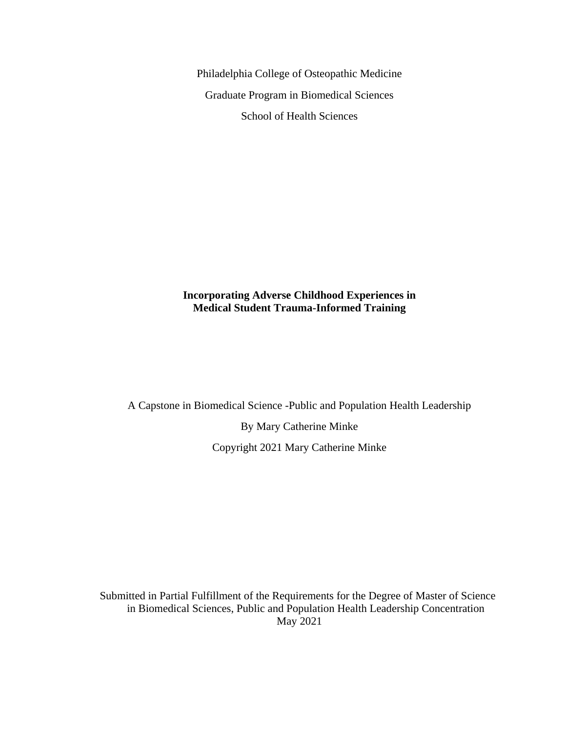Philadelphia College of Osteopathic Medicine

Graduate Program in Biomedical Sciences

School of Health Sciences

**Incorporating Adverse Childhood Experiences in Medical Student Trauma-Informed Training**

A Capstone in Biomedical Science -Public and Population Health Leadership

By Mary Catherine Minke

Copyright 2021 Mary Catherine Minke

Submitted in Partial Fulfillment of the Requirements for the Degree of Master of Science in Biomedical Sciences, Public and Population Health Leadership Concentration
May 2021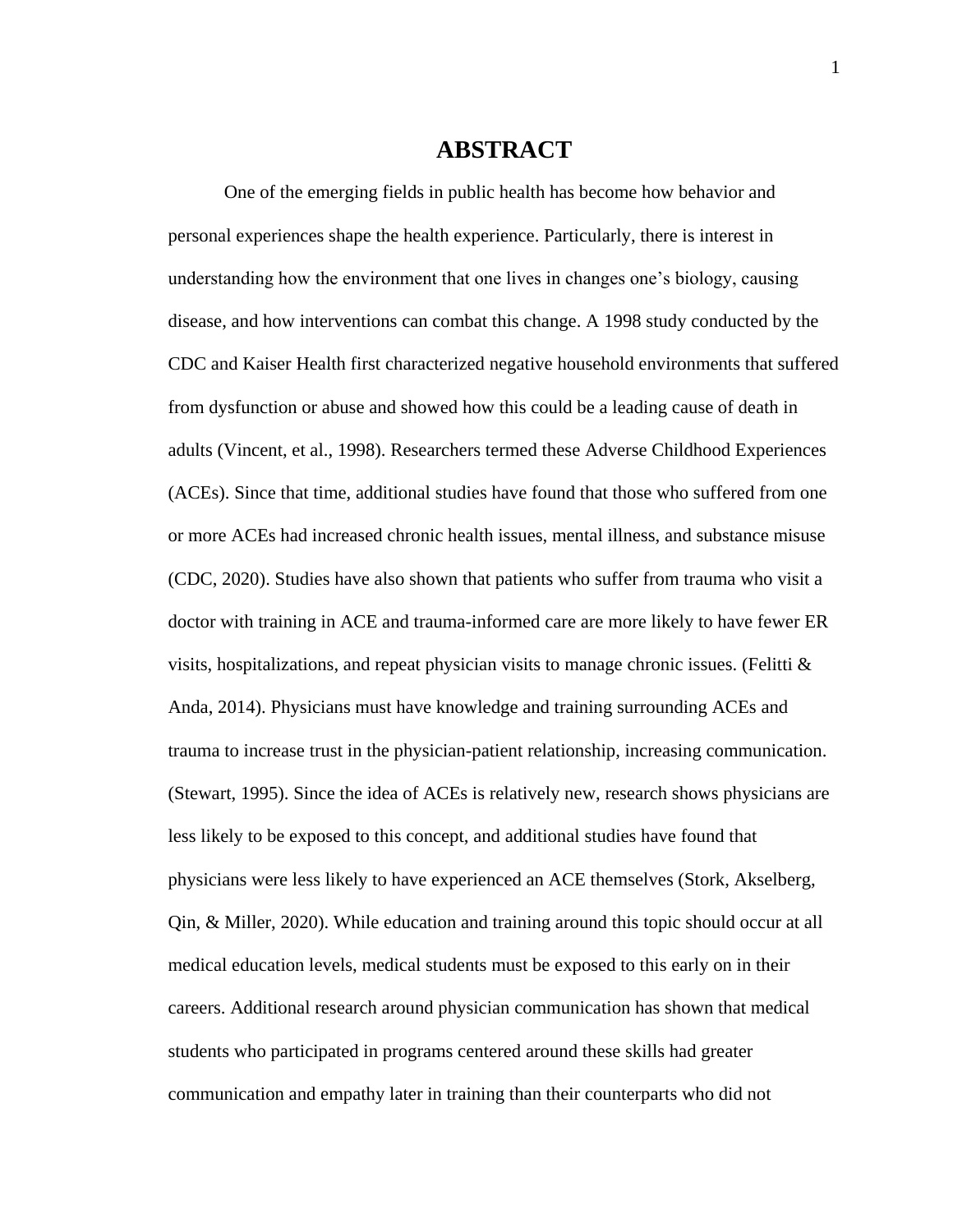# ABSTRACT

One of the emerging fields in public health has become how behavior and personal experiences shape the health experience. Particularly, there is interest in understanding how the environment that one lives in changes one's biology, causing disease, and how interventions can combat this change. A 1998 study conducted by the CDC and Kaiser Health first characterized negative household environments that suffered from dysfunction or abuse and showed how this could be a leading cause of death in adults (Vincent, et al., 1998). Researchers termed these Adverse Childhood Experiences (ACEs). Since that time, additional studies have found that those who suffered from one or more ACEs had increased chronic health issues, mental illness, and substance misuse (CDC, 2020). Studies have also shown that patients who suffer from trauma who visit a doctor with training in ACE and trauma-informed care are more likely to have fewer ER visits, hospitalizations, and repeat physician visits to manage chronic issues. (Felitti & Anda, 2014). Physicians must have knowledge and training surrounding ACEs and trauma to increase trust in the physician-patient relationship, increasing communication. (Stewart, 1995). Since the idea of ACEs is relatively new, research shows physicians are less likely to be exposed to this concept, and additional studies have found that physicians were less likely to have experienced an ACE themselves (Stork, Akselberg, Qin, & Miller, 2020). While education and training around this topic should occur at all medical education levels, medical students must be exposed to this early on in their careers. Additional research around physician communication has shown that medical students who participated in programs centered around these skills had greater communication and empathy later in training than their counterparts who did not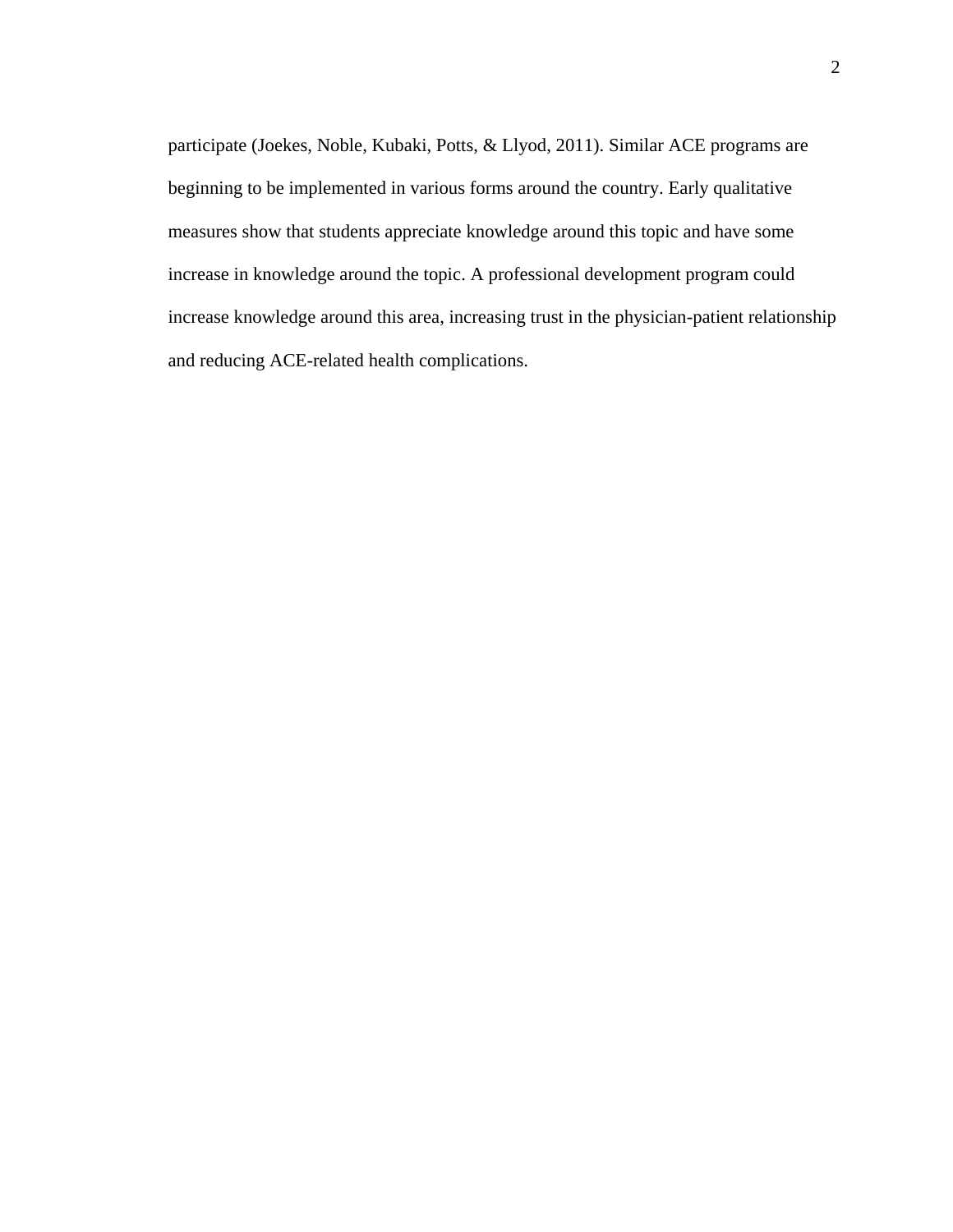participate (Joekes, Noble, Kubaki, Potts, & Llyod, 2011). Similar ACE programs are beginning to be implemented in various forms around the country. Early qualitative measures show that students appreciate knowledge around this topic and have some increase in knowledge around the topic. A professional development program could increase knowledge around this area, increasing trust in the physician-patient relationship and reducing ACE-related health complications.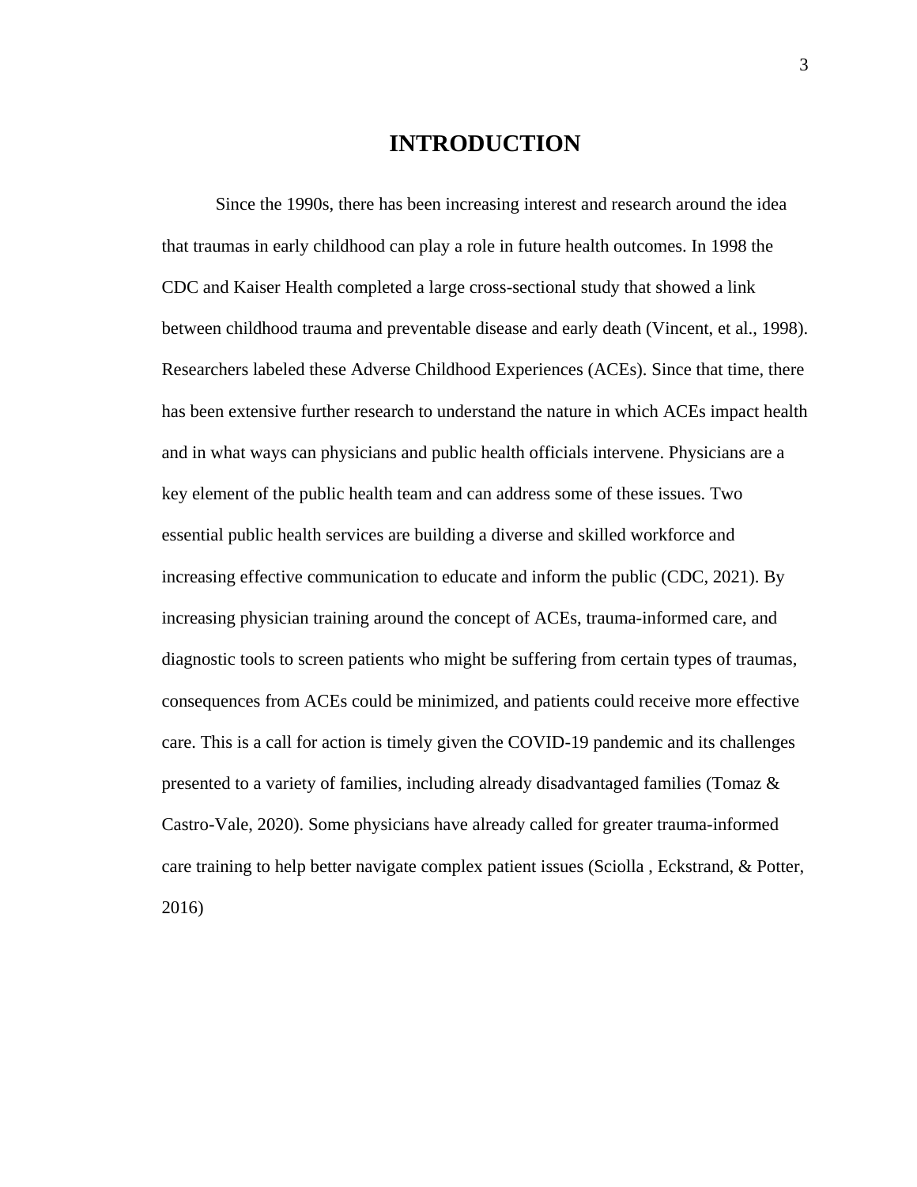# INTRODUCTION

Since the 1990s, there has been increasing interest and research around the idea that traumas in early childhood can play a role in future health outcomes. In 1998 the CDC and Kaiser Health completed a large cross-sectional study that showed a link between childhood trauma and preventable disease and early death (Vincent, et al., 1998). Researchers labeled these Adverse Childhood Experiences (ACEs). Since that time, there has been extensive further research to understand the nature in which ACEs impact health and in what ways can physicians and public health officials intervene. Physicians are a key element of the public health team and can address some of these issues. Two essential public health services are building a diverse and skilled workforce and increasing effective communication to educate and inform the public (CDC, 2021). By increasing physician training around the concept of ACEs, trauma-informed care, and diagnostic tools to screen patients who might be suffering from certain types of traumas, consequences from ACEs could be minimized, and patients could receive more effective care. This is a call for action is timely given the COVID-19 pandemic and its challenges presented to a variety of families, including already disadvantaged families (Tomaz & Castro-Vale, 2020). Some physicians have already called for greater trauma-informed care training to help better navigate complex patient issues (Sciolla , Eckstrand, & Potter, 2016)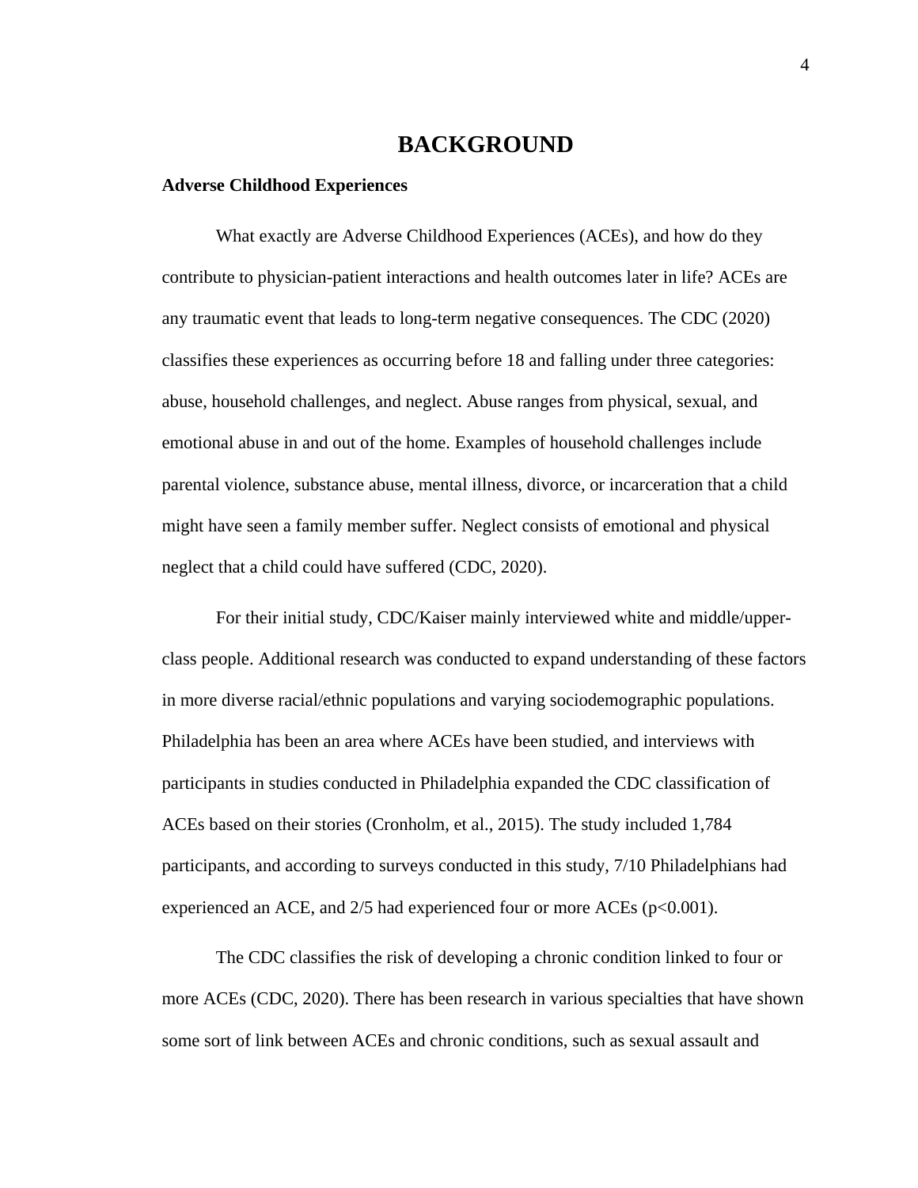# BACKGROUND

## Adverse Childhood Experiences

What exactly are Adverse Childhood Experiences (ACEs), and how do they contribute to physician-patient interactions and health outcomes later in life? ACEs are any traumatic event that leads to long-term negative consequences. The CDC (2020) classifies these experiences as occurring before 18 and falling under three categories: abuse, household challenges, and neglect. Abuse ranges from physical, sexual, and emotional abuse in and out of the home. Examples of household challenges include parental violence, substance abuse, mental illness, divorce, or incarceration that a child might have seen a family member suffer. Neglect consists of emotional and physical neglect that a child could have suffered (CDC, 2020).

For their initial study, CDC/Kaiser mainly interviewed white and middle/upper-class people. Additional research was conducted to expand understanding of these factors in more diverse racial/ethnic populations and varying sociodemographic populations. Philadelphia has been an area where ACEs have been studied, and interviews with participants in studies conducted in Philadelphia expanded the CDC classification of ACEs based on their stories (Cronholm, et al., 2015). The study included 1,784 participants, and according to surveys conducted in this study, 7/10 Philadelphians had experienced an ACE, and 2/5 had experienced four or more ACEs ($p<0.001$).

The CDC classifies the risk of developing a chronic condition linked to four or more ACEs (CDC, 2020). There has been research in various specialties that have shown some sort of link between ACEs and chronic conditions, such as sexual assault and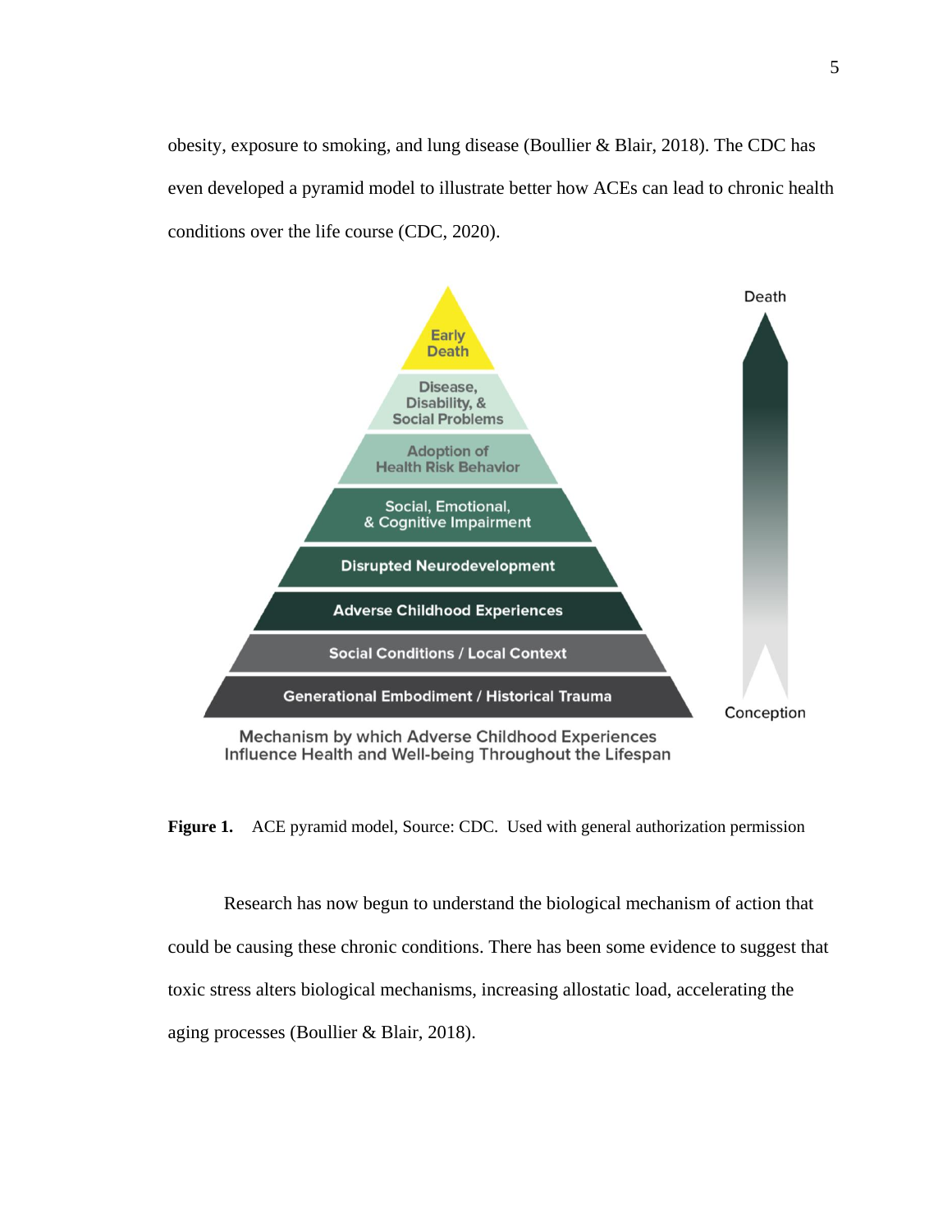obesity, exposure to smoking, and lung disease (Boullier & Blair, 2018). The CDC has even developed a pyramid model to illustrate better how ACEs can lead to chronic health conditions over the life course (CDC, 2020).

Early Death

Disease, Disability, & Social Problems

Adoption of Health Risk Behavior

Social, Emotional, & Cognitive Impairment

Disrupted Neurodevelopment

Adverse Childhood Experiences

Social Conditions / Local Context

Generational Embodiment / Historical Trauma

Death

Conception

Mechanism by which Adverse Childhood Experiences Influence Health and Well-being Throughout the Lifespan

**Figure 1.** ACE pyramid model, Source: CDC. Used with general authorization permission

Research has now begun to understand the biological mechanism of action that could be causing these chronic conditions. There has been some evidence to suggest that toxic stress alters biological mechanisms, increasing allostatic load, accelerating the aging processes (Boullier & Blair, 2018).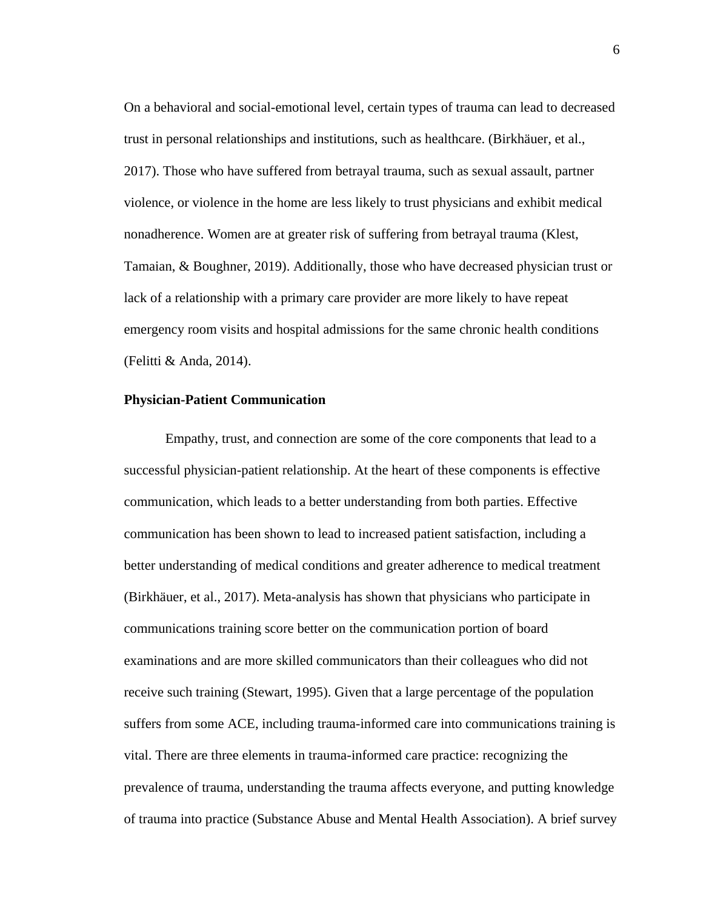On a behavioral and social-emotional level, certain types of trauma can lead to decreased trust in personal relationships and institutions, such as healthcare. (Birkhäuer, et al., 2017). Those who have suffered from betrayal trauma, such as sexual assault, partner violence, or violence in the home are less likely to trust physicians and exhibit medical nonadherence. Women are at greater risk of suffering from betrayal trauma (Klest, Tamaian, & Boughner, 2019). Additionally, those who have decreased physician trust or lack of a relationship with a primary care provider are more likely to have repeat emergency room visits and hospital admissions for the same chronic health conditions (Felitti & Anda, 2014).

**Physician-Patient Communication**

Empathy, trust, and connection are some of the core components that lead to a successful physician-patient relationship. At the heart of these components is effective communication, which leads to a better understanding from both parties. Effective communication has been shown to lead to increased patient satisfaction, including a better understanding of medical conditions and greater adherence to medical treatment (Birkhäuer, et al., 2017). Meta-analysis has shown that physicians who participate in communications training score better on the communication portion of board examinations and are more skilled communicators than their colleagues who did not receive such training (Stewart, 1995). Given that a large percentage of the population suffers from some ACE, including trauma-informed care into communications training is vital. There are three elements in trauma-informed care practice: recognizing the prevalence of trauma, understanding the trauma affects everyone, and putting knowledge of trauma into practice (Substance Abuse and Mental Health Association). A brief survey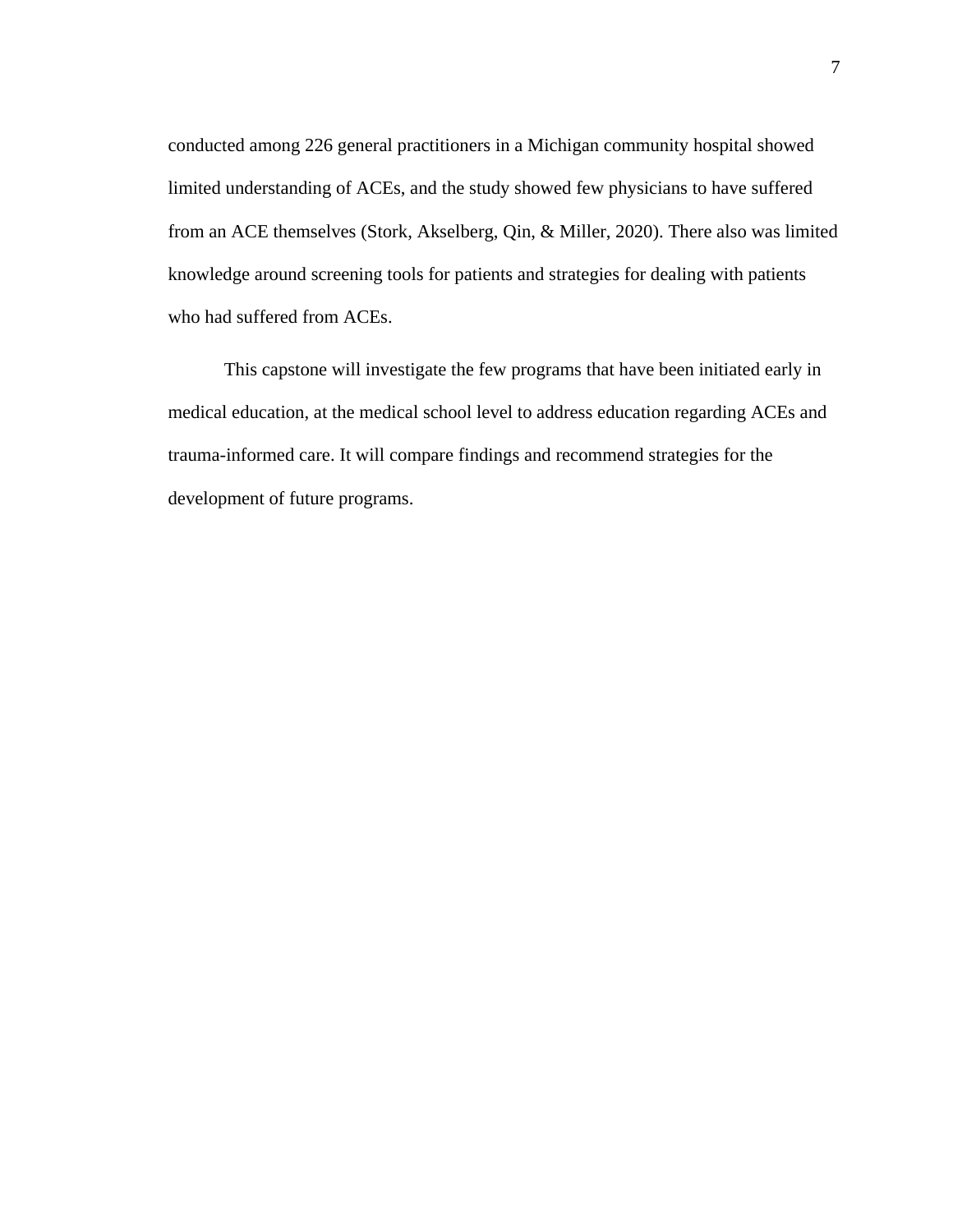conducted among 226 general practitioners in a Michigan community hospital showed limited understanding of ACEs, and the study showed few physicians to have suffered from an ACE themselves (Stork, Akselberg, Qin, & Miller, 2020). There also was limited knowledge around screening tools for patients and strategies for dealing with patients who had suffered from ACEs.

This capstone will investigate the few programs that have been initiated early in medical education, at the medical school level to address education regarding ACEs and trauma-informed care. It will compare findings and recommend strategies for the development of future programs.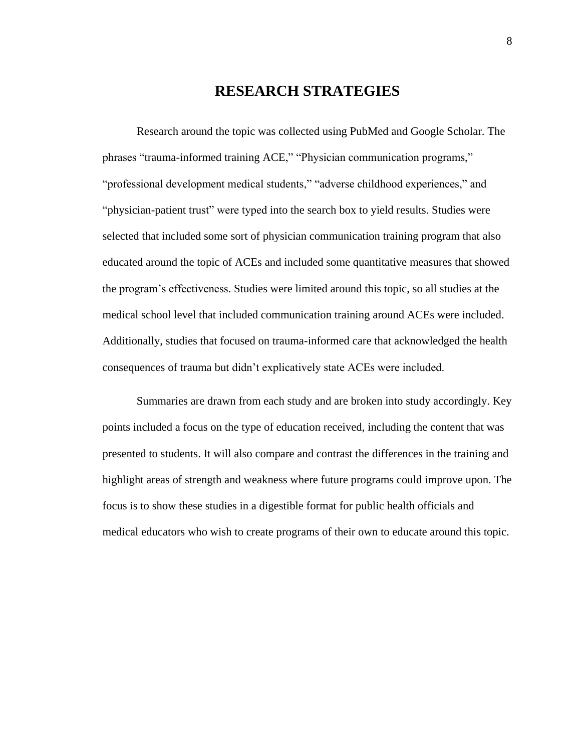# RESEARCH STRATEGIES

Research around the topic was collected using PubMed and Google Scholar. The phrases "trauma-informed training ACE," "Physician communication programs," "professional development medical students," "adverse childhood experiences," and "physician-patient trust" were typed into the search box to yield results. Studies were selected that included some sort of physician communication training program that also educated around the topic of ACEs and included some quantitative measures that showed the program's effectiveness. Studies were limited around this topic, so all studies at the medical school level that included communication training around ACEs were included. Additionally, studies that focused on trauma-informed care that acknowledged the health consequences of trauma but didn't explicatively state ACEs were included.

Summaries are drawn from each study and are broken into study accordingly. Key points included a focus on the type of education received, including the content that was presented to students. It will also compare and contrast the differences in the training and highlight areas of strength and weakness where future programs could improve upon. The focus is to show these studies in a digestible format for public health officials and medical educators who wish to create programs of their own to educate around this topic.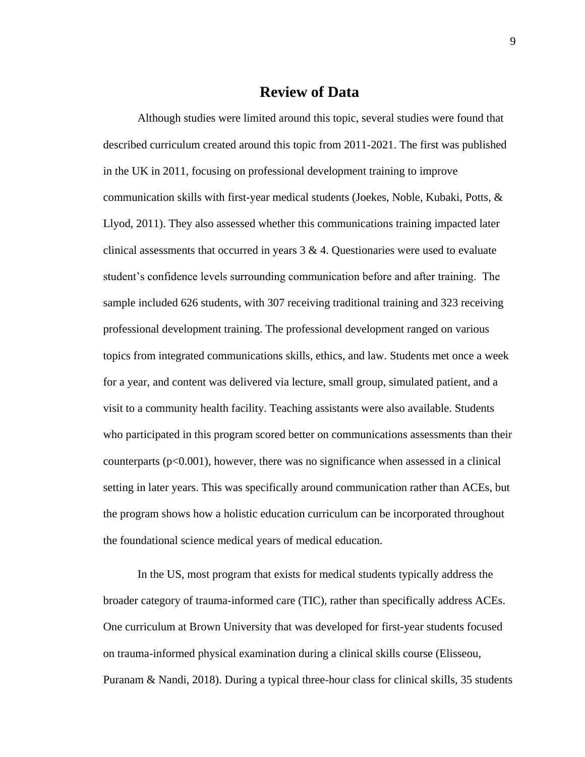# Review of Data

Although studies were limited around this topic, several studies were found that described curriculum created around this topic from 2011-2021. The first was published in the UK in 2011, focusing on professional development training to improve communication skills with first-year medical students (Joekes, Noble, Kubaki, Potts, & Llyod, 2011). They also assessed whether this communications training impacted later clinical assessments that occurred in years 3 & 4. Questionaries were used to evaluate student's confidence levels surrounding communication before and after training. The sample included 626 students, with 307 receiving traditional training and 323 receiving professional development training. The professional development ranged on various topics from integrated communications skills, ethics, and law. Students met once a week for a year, and content was delivered via lecture, small group, simulated patient, and a visit to a community health facility. Teaching assistants were also available. Students who participated in this program scored better on communications assessments than their counterparts ($p<0.001$), however, there was no significance when assessed in a clinical setting in later years. This was specifically around communication rather than ACEs, but the program shows how a holistic education curriculum can be incorporated throughout the foundational science medical years of medical education.

In the US, most program that exists for medical students typically address the broader category of trauma-informed care (TIC), rather than specifically address ACEs. One curriculum at Brown University that was developed for first-year students focused on trauma-informed physical examination during a clinical skills course (Elisseou, Puranam & Nandi, 2018). During a typical three-hour class for clinical skills, 35 students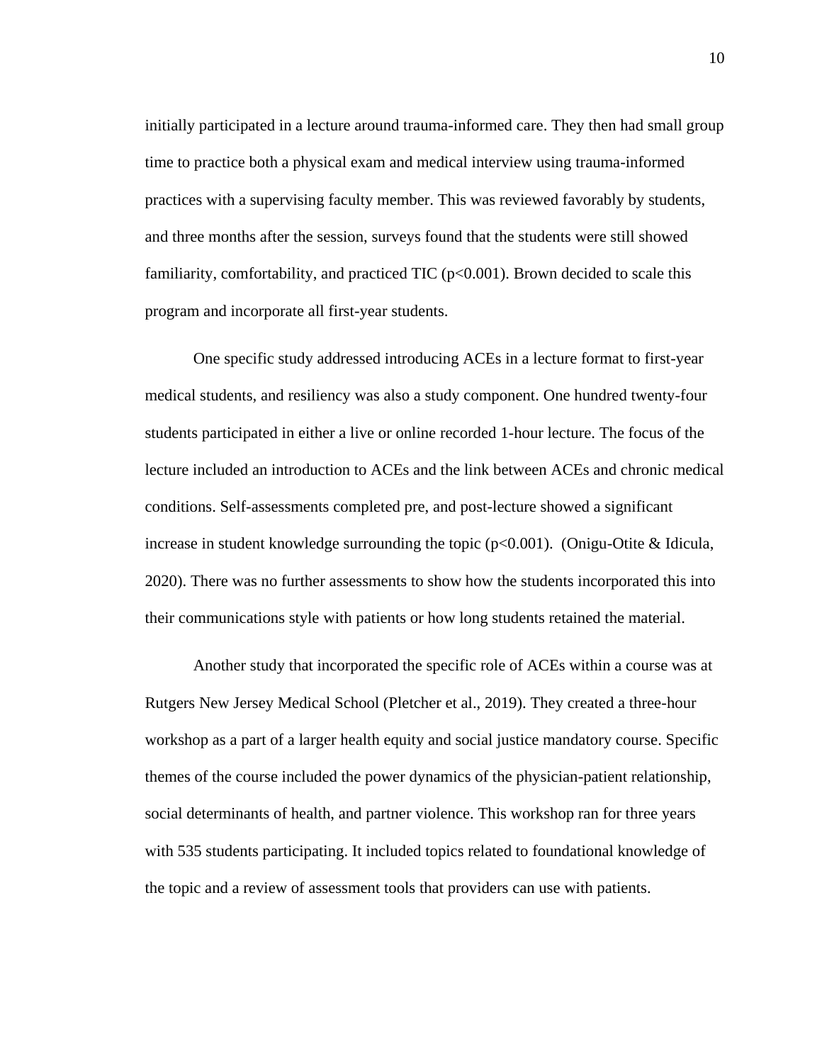initially participated in a lecture around trauma-informed care. They then had small group time to practice both a physical exam and medical interview using trauma-informed practices with a supervising faculty member. This was reviewed favorably by students, and three months after the session, surveys found that the students were still showed familiarity, comfortability, and practiced TIC ($p<0.001$). Brown decided to scale this program and incorporate all first-year students.

One specific study addressed introducing ACEs in a lecture format to first-year medical students, and resiliency was also a study component. One hundred twenty-four students participated in either a live or online recorded 1-hour lecture. The focus of the lecture included an introduction to ACEs and the link between ACEs and chronic medical conditions. Self-assessments completed pre, and post-lecture showed a significant increase in student knowledge surrounding the topic ($p<0.001$). (Onigu-Otite & Idicula, 2020). There was no further assessments to show how the students incorporated this into their communications style with patients or how long students retained the material.

Another study that incorporated the specific role of ACEs within a course was at Rutgers New Jersey Medical School (Pletcher et al., 2019). They created a three-hour workshop as a part of a larger health equity and social justice mandatory course. Specific themes of the course included the power dynamics of the physician-patient relationship, social determinants of health, and partner violence. This workshop ran for three years with 535 students participating. It included topics related to foundational knowledge of the topic and a review of assessment tools that providers can use with patients.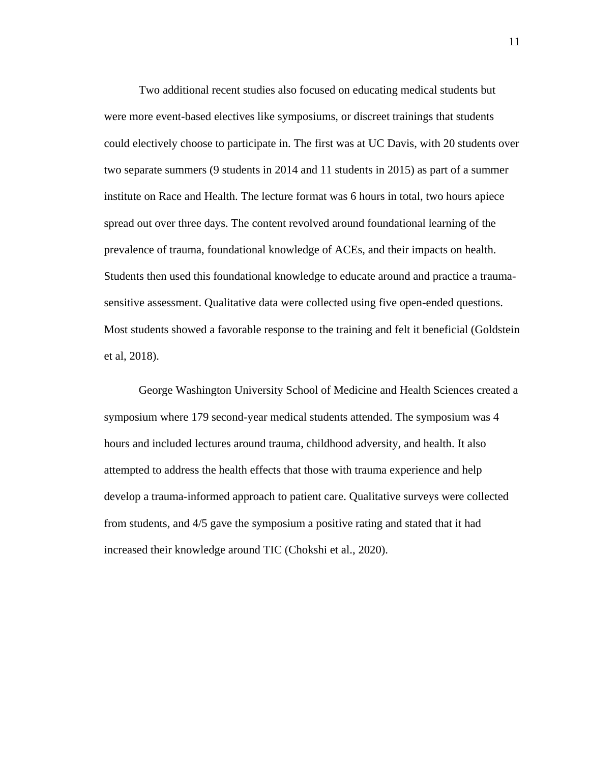Two additional recent studies also focused on educating medical students but were more event-based electives like symposiums, or discreet trainings that students could electively choose to participate in. The first was at UC Davis, with 20 students over two separate summers (9 students in 2014 and 11 students in 2015) as part of a summer institute on Race and Health. The lecture format was 6 hours in total, two hours apiece spread out over three days. The content revolved around foundational learning of the prevalence of trauma, foundational knowledge of ACEs, and their impacts on health. Students then used this foundational knowledge to educate around and practice a trauma-sensitive assessment. Qualitative data were collected using five open-ended questions. Most students showed a favorable response to the training and felt it beneficial (Goldstein et al, 2018).

George Washington University School of Medicine and Health Sciences created a symposium where 179 second-year medical students attended. The symposium was 4 hours and included lectures around trauma, childhood adversity, and health. It also attempted to address the health effects that those with trauma experience and help develop a trauma-informed approach to patient care. Qualitative surveys were collected from students, and 4/5 gave the symposium a positive rating and stated that it had increased their knowledge around TIC (Chokshi et al., 2020).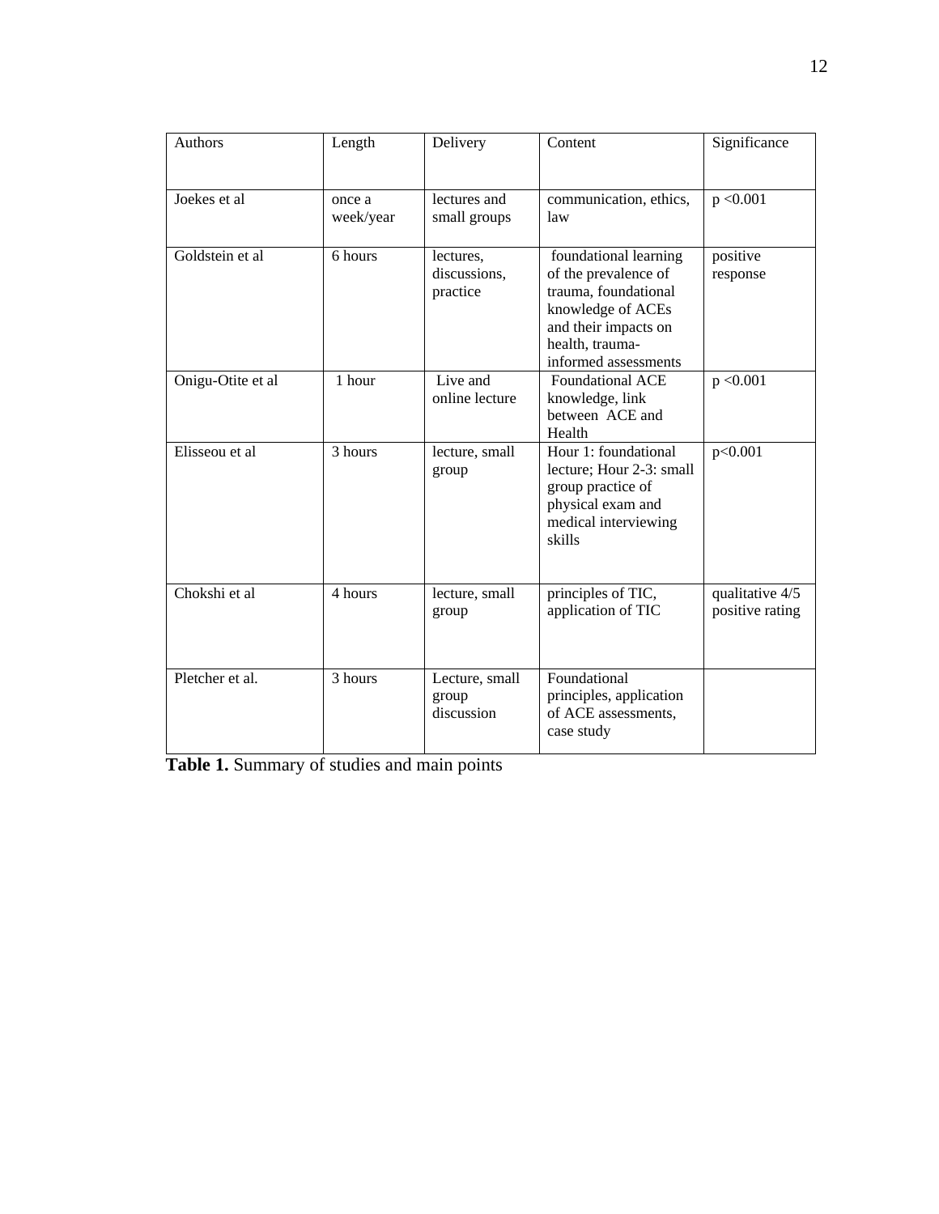| Authors | Length | Delivery | Content | Significance |
|---|---|---|---|---|
| Joekes et al | once a week/year | lectures and small groups | communication, ethics, law | $p < 0.001$ |
| Goldstein et al | 6 hours | lectures, discussions, practice | foundational learning of the prevalence of trauma, foundational knowledge of ACEs and their impacts on health, trauma-informed assessments | positive response |
| Onigu-Otite et al | 1 hour | Live and online lecture | Foundational ACE knowledge, link between ACE and Health | $p < 0.001$ |
| Elisseou et al | 3 hours | lecture, small group | Hour 1: foundational lecture; Hour 2-3: small group practice of physical exam and medical interviewing skills | $p < 0.001$ |
| Chokshi et al | 4 hours | lecture, small group | principles of TIC, application of TIC | qualitative 4/5 positive rating |
| Pletcher et al. | 3 hours | Lecture, small group discussion | Foundational principles, application of ACE assessments, case study | |

**Table 1.** Summary of studies and main points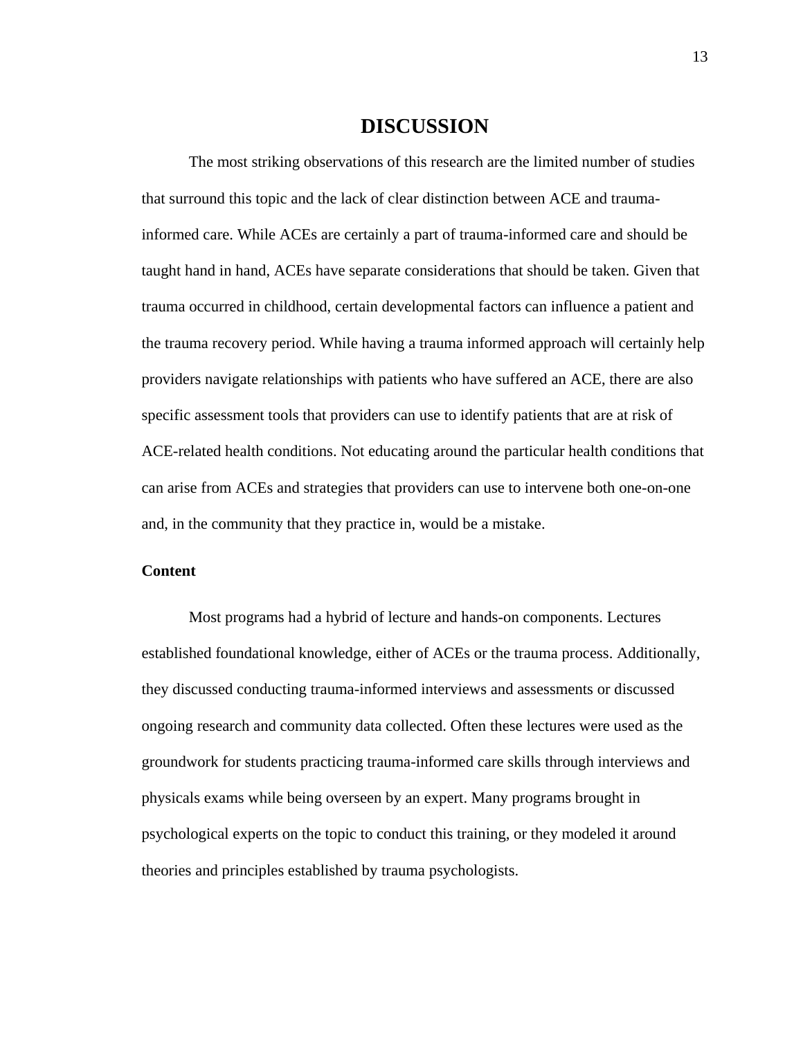# DISCUSSION

The most striking observations of this research are the limited number of studies that surround this topic and the lack of clear distinction between ACE and trauma-informed care. While ACEs are certainly a part of trauma-informed care and should be taught hand in hand, ACEs have separate considerations that should be taken. Given that trauma occurred in childhood, certain developmental factors can influence a patient and the trauma recovery period. While having a trauma informed approach will certainly help providers navigate relationships with patients who have suffered an ACE, there are also specific assessment tools that providers can use to identify patients that are at risk of ACE-related health conditions. Not educating around the particular health conditions that can arise from ACEs and strategies that providers can use to intervene both one-on-one and, in the community that they practice in, would be a mistake.

**Content**

Most programs had a hybrid of lecture and hands-on components. Lectures established foundational knowledge, either of ACEs or the trauma process. Additionally, they discussed conducting trauma-informed interviews and assessments or discussed ongoing research and community data collected. Often these lectures were used as the groundwork for students practicing trauma-informed care skills through interviews and physicals exams while being overseen by an expert. Many programs brought in psychological experts on the topic to conduct this training, or they modeled it around theories and principles established by trauma psychologists.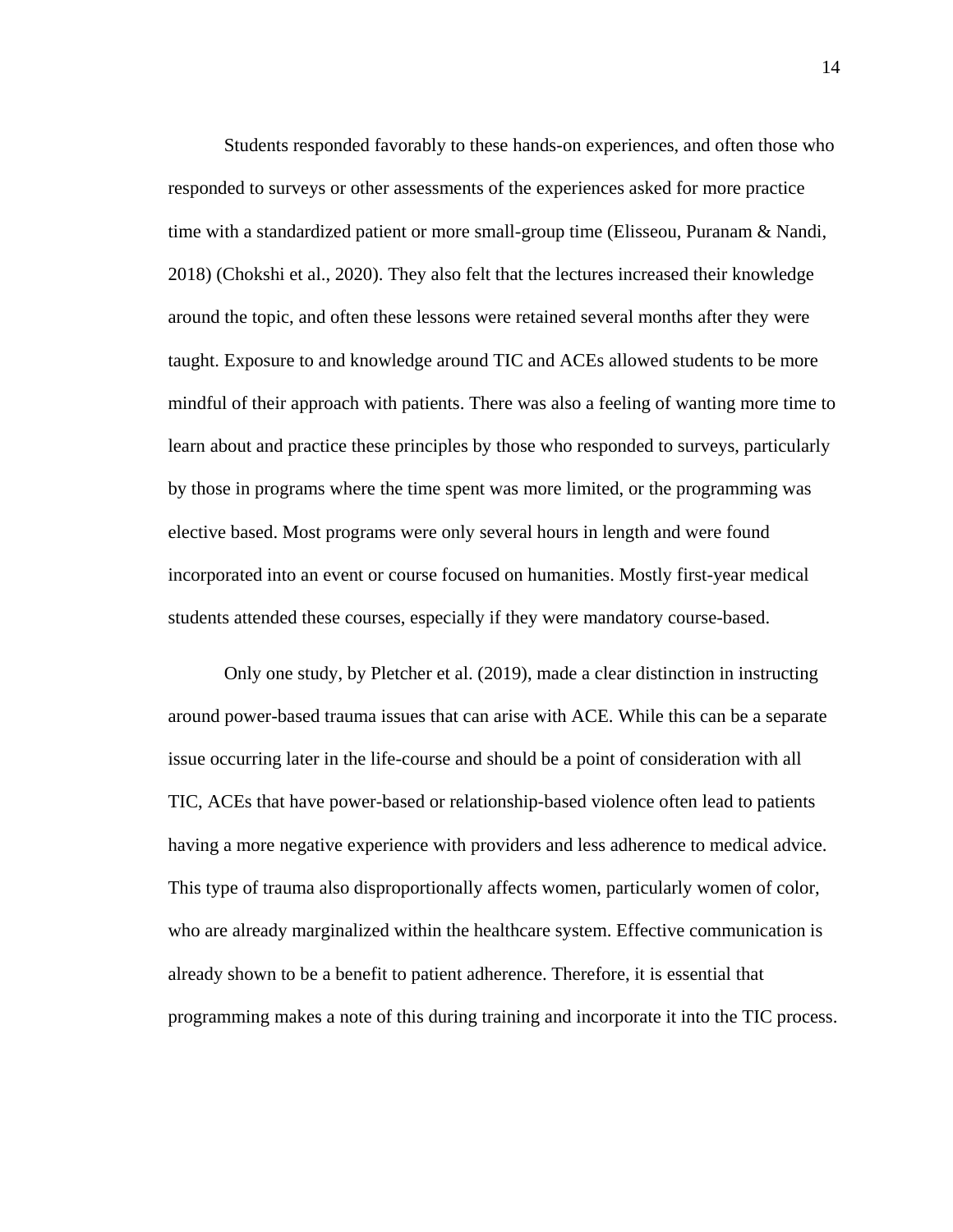Students responded favorably to these hands-on experiences, and often those who responded to surveys or other assessments of the experiences asked for more practice time with a standardized patient or more small-group time (Elisseou, Puranam & Nandi, 2018) (Chokshi et al., 2020). They also felt that the lectures increased their knowledge around the topic, and often these lessons were retained several months after they were taught. Exposure to and knowledge around TIC and ACEs allowed students to be more mindful of their approach with patients. There was also a feeling of wanting more time to learn about and practice these principles by those who responded to surveys, particularly by those in programs where the time spent was more limited, or the programming was elective based. Most programs were only several hours in length and were found incorporated into an event or course focused on humanities. Mostly first-year medical students attended these courses, especially if they were mandatory course-based.

Only one study, by Pletcher et al. (2019), made a clear distinction in instructing around power-based trauma issues that can arise with ACE. While this can be a separate issue occurring later in the life-course and should be a point of consideration with all TIC, ACEs that have power-based or relationship-based violence often lead to patients having a more negative experience with providers and less adherence to medical advice. This type of trauma also disproportionally affects women, particularly women of color, who are already marginalized within the healthcare system. Effective communication is already shown to be a benefit to patient adherence. Therefore, it is essential that programming makes a note of this during training and incorporate it into the TIC process.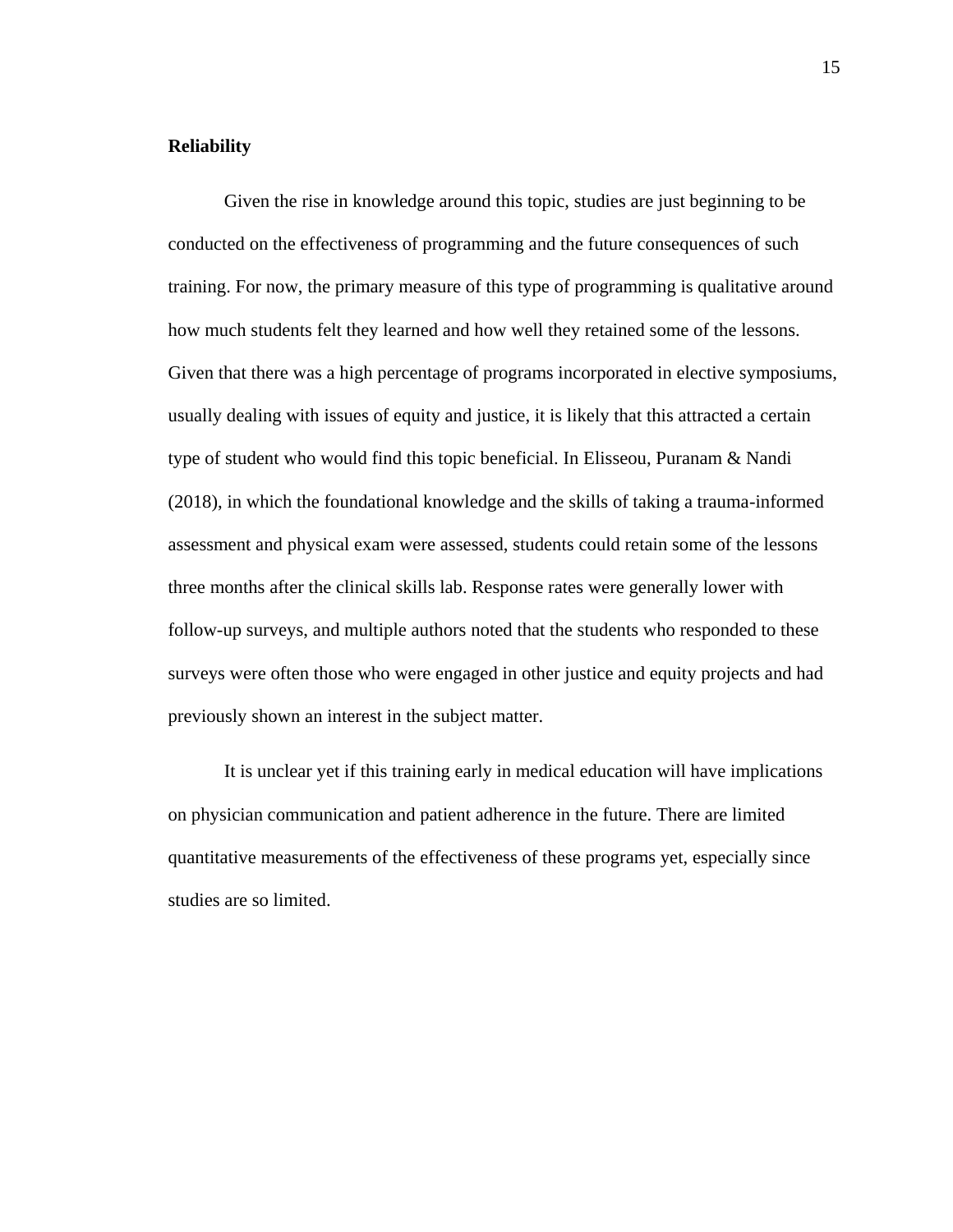**Reliability**

Given the rise in knowledge around this topic, studies are just beginning to be conducted on the effectiveness of programming and the future consequences of such training. For now, the primary measure of this type of programming is qualitative around how much students felt they learned and how well they retained some of the lessons. Given that there was a high percentage of programs incorporated in elective symposiums, usually dealing with issues of equity and justice, it is likely that this attracted a certain type of student who would find this topic beneficial. In Elisseou, Puranam & Nandi (2018), in which the foundational knowledge and the skills of taking a trauma-informed assessment and physical exam were assessed, students could retain some of the lessons three months after the clinical skills lab. Response rates were generally lower with follow-up surveys, and multiple authors noted that the students who responded to these surveys were often those who were engaged in other justice and equity projects and had previously shown an interest in the subject matter.

It is unclear yet if this training early in medical education will have implications on physician communication and patient adherence in the future. There are limited quantitative measurements of the effectiveness of these programs yet, especially since studies are so limited.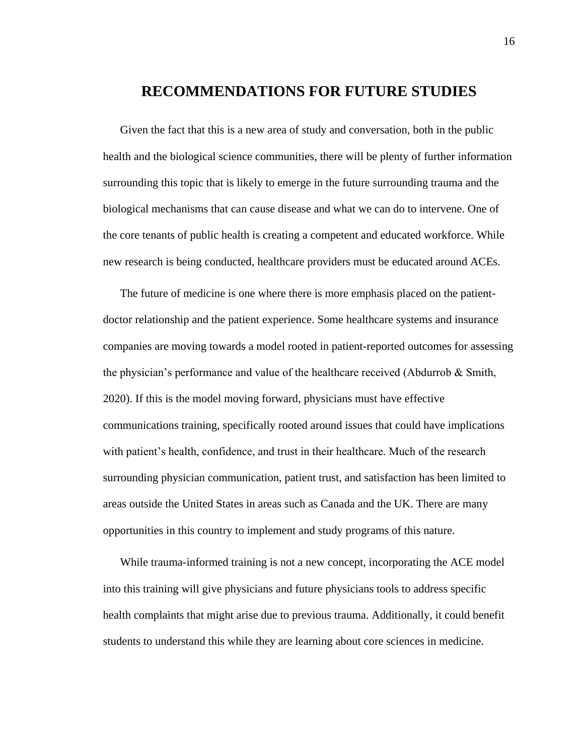# RECOMMENDATIONS FOR FUTURE STUDIES

Given the fact that this is a new area of study and conversation, both in the public health and the biological science communities, there will be plenty of further information surrounding this topic that is likely to emerge in the future surrounding trauma and the biological mechanisms that can cause disease and what we can do to intervene. One of the core tenants of public health is creating a competent and educated workforce. While new research is being conducted, healthcare providers must be educated around ACEs.

The future of medicine is one where there is more emphasis placed on the patient-doctor relationship and the patient experience. Some healthcare systems and insurance companies are moving towards a model rooted in patient-reported outcomes for assessing the physician's performance and value of the healthcare received (Abdurrob & Smith, 2020). If this is the model moving forward, physicians must have effective communications training, specifically rooted around issues that could have implications with patient's health, confidence, and trust in their healthcare. Much of the research surrounding physician communication, patient trust, and satisfaction has been limited to areas outside the United States in areas such as Canada and the UK. There are many opportunities in this country to implement and study programs of this nature.

While trauma-informed training is not a new concept, incorporating the ACE model into this training will give physicians and future physicians tools to address specific health complaints that might arise due to previous trauma. Additionally, it could benefit students to understand this while they are learning about core sciences in medicine.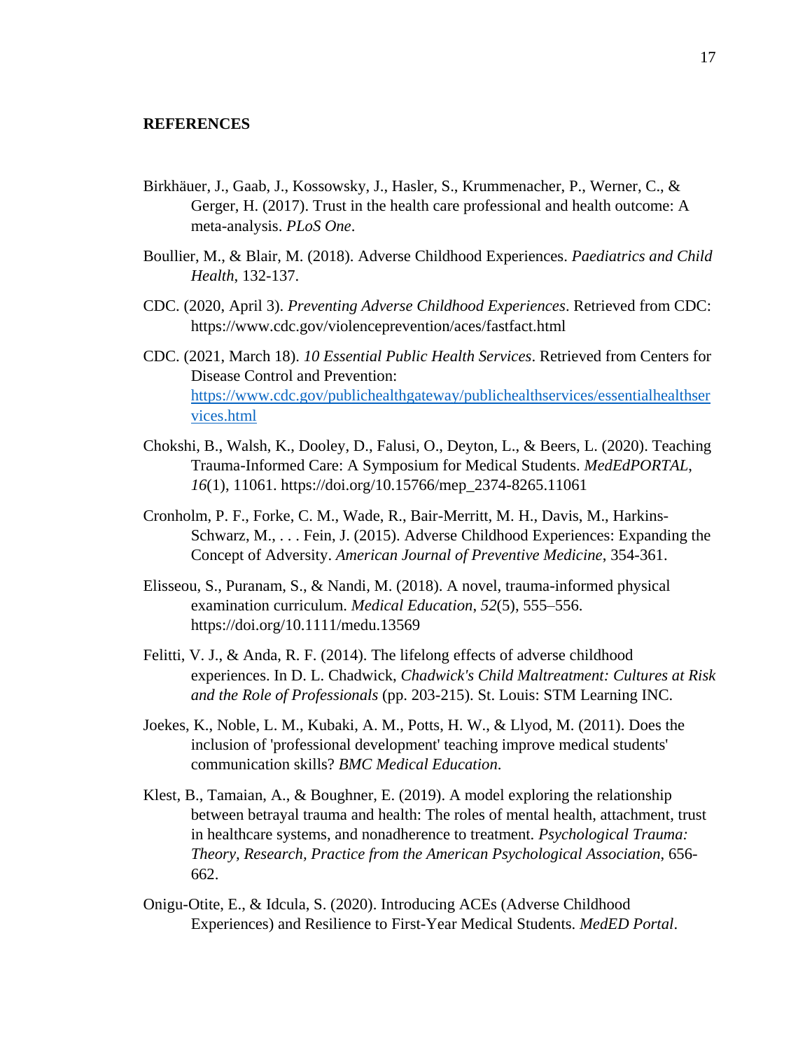**REFERENCES**

Birkhäuer, J., Gaab, J., Kossowsky, J., Hasler, S., Krummenacher, P., Werner, C., & Gerger, H. (2017). Trust in the health care professional and health outcome: A meta-analysis. *PLoS One*.

Boullier, M., & Blair, M. (2018). Adverse Childhood Experiences. *Paediatrics and Child Health*, 132-137.

CDC. (2020, April 3). *Preventing Adverse Childhood Experiences*. Retrieved from CDC: https://www.cdc.gov/violenceprevention/aces/fastfact.html

CDC. (2021, March 18). *10 Essential Public Health Services*. Retrieved from Centers for Disease Control and Prevention: https://www.cdc.gov/publichealthgateway/publichealthservices/essentialhealthservices.html

Chokshi, B., Walsh, K., Dooley, D., Falusi, O., Deyton, L., & Beers, L. (2020). Teaching Trauma-Informed Care: A Symposium for Medical Students. *MedEdPORTAL*, *16*(1), 11061. https://doi.org/10.15766/mep_2374-8265.11061

Cronholm, P. F., Forke, C. M., Wade, R., Bair-Merritt, M. H., Davis, M., Harkins-Schwarz, M., . . . Fein, J. (2015). Adverse Childhood Experiences: Expanding the Concept of Adversity. *American Journal of Preventive Medicine*, 354-361.

Elisseou, S., Puranam, S., & Nandi, M. (2018). A novel, trauma-informed physical examination curriculum. *Medical Education*, *52*(5), 555–556. https://doi.org/10.1111/medu.13569

Felitti, V. J., & Anda, R. F. (2014). The lifelong effects of adverse childhood experiences. In D. L. Chadwick, *Chadwick's Child Maltreatment: Cultures at Risk and the Role of Professionals* (pp. 203-215). St. Louis: STM Learning INC.

Joekes, K., Noble, L. M., Kubaki, A. M., Potts, H. W., & Llyod, M. (2011). Does the inclusion of 'professional development' teaching improve medical students' communication skills? *BMC Medical Education*.

Klest, B., Tamaian, A., & Boughner, E. (2019). A model exploring the relationship between betrayal trauma and health: The roles of mental health, attachment, trust in healthcare systems, and nonadherence to treatment. *Psychological Trauma: Theory, Research, Practice from the American Psychological Association*, 656-662.

Onigu-Otite, E., & Idcula, S. (2020). Introducing ACEs (Adverse Childhood Experiences) and Resilience to First-Year Medical Students. *MedED Portal*.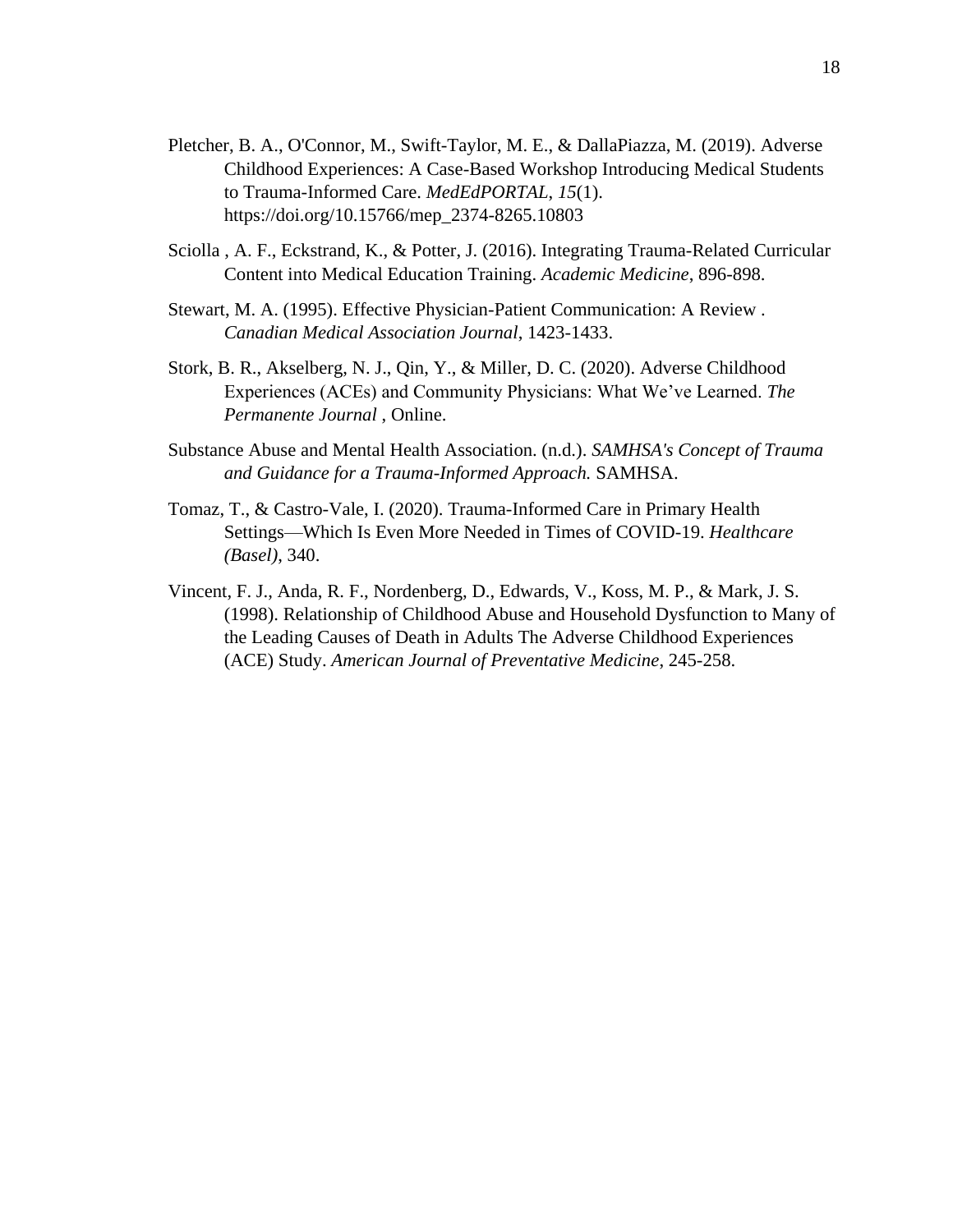Pletcher, B. A., O'Connor, M., Swift-Taylor, M. E., & DallaPiazza, M. (2019). Adverse Childhood Experiences: A Case-Based Workshop Introducing Medical Students to Trauma-Informed Care. *MedEdPORTAL*, *15*(1). https://doi.org/10.15766/mep_2374-8265.10803

Sciolla , A. F., Eckstrand, K., & Potter, J. (2016). Integrating Trauma-Related Curricular Content into Medical Education Training. *Academic Medicine*, 896-898.

Stewart, M. A. (1995). Effective Physician-Patient Communication: A Review . *Canadian Medical Association Journal*, 1423-1433.

Stork, B. R., Akselberg, N. J., Qin, Y., & Miller, D. C. (2020). Adverse Childhood Experiences (ACEs) and Community Physicians: What We've Learned. *The Permanente Journal* , Online.

Substance Abuse and Mental Health Association. (n.d.). *SAMHSA's Concept of Trauma and Guidance for a Trauma-Informed Approach.* SAMHSA.

Tomaz, T., & Castro-Vale, I. (2020). Trauma-Informed Care in Primary Health Settings—Which Is Even More Needed in Times of COVID-19. *Healthcare (Basel)*, 340.

Vincent, F. J., Anda, R. F., Nordenberg, D., Edwards, V., Koss, M. P., & Mark, J. S. (1998). Relationship of Childhood Abuse and Household Dysfunction to Many of the Leading Causes of Death in Adults The Adverse Childhood Experiences (ACE) Study. *American Journal of Preventative Medicine*, 245-258.